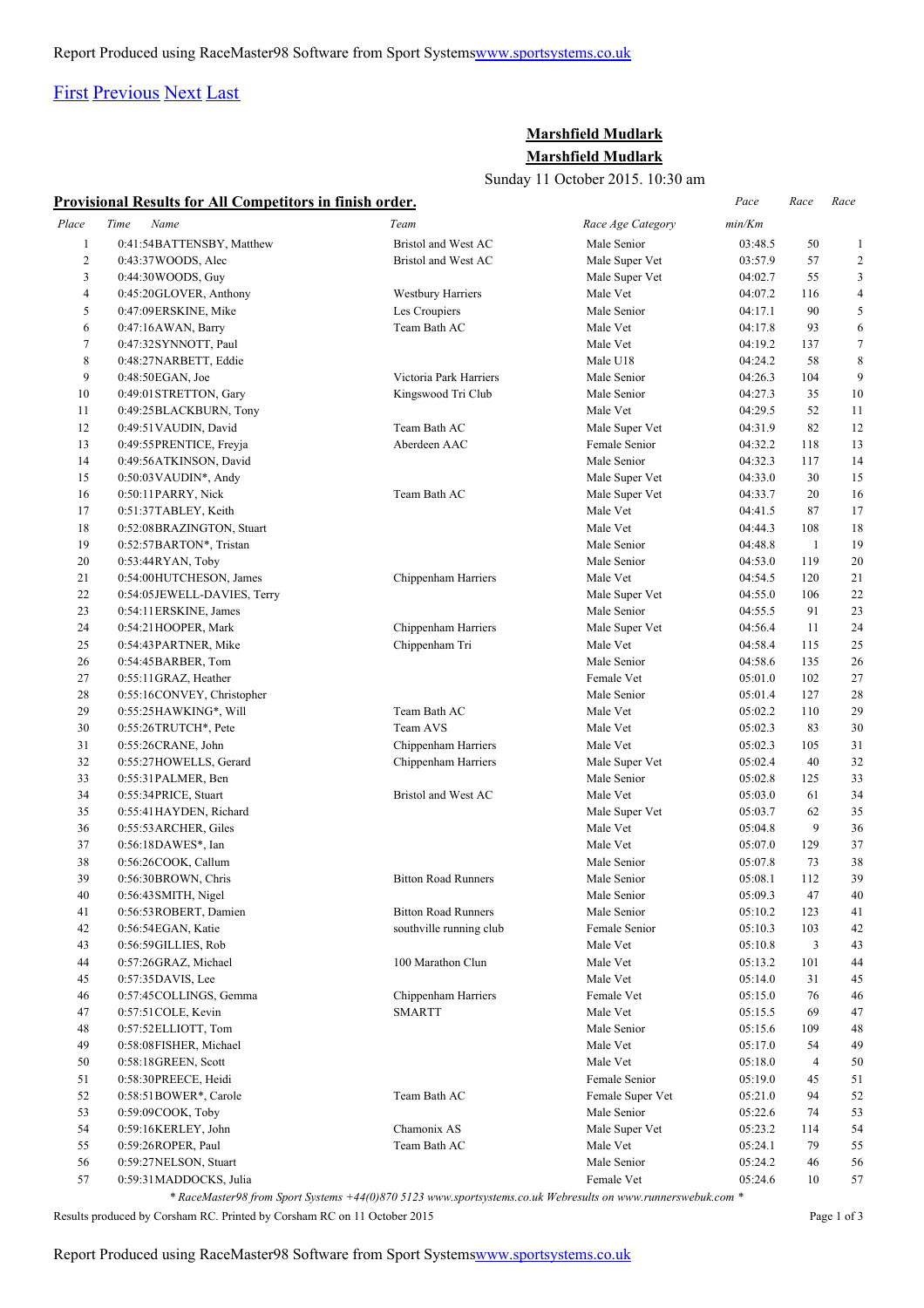Report Produced using RaceMaster98 Software from Sport Systems[www.sportsystems.co.uk](http://www.sportsystems.co.uk)

[First](#) [Previous](#) [Next](#) [Last](#)

## Marshfield Mudlark

## Marshfield Mudlark

Sunday 11 October 2015. 10:30 am

**Provisional Results for All Competitors in finish order.**

| Place | Time | Name | Team | Race Age Category | Pace min/Km | Race | Race |
|---|---|---|---|---|---|---|---|
| 1 | 0:41:54 | BATTENSBY, Matthew | Bristol and West AC | Male Senior | 03:48.5 | 50 | 1 |
| 2 | 0:43:37 | WOODS, Alec | Bristol and West AC | Male Super Vet | 03:57.9 | 57 | 2 |
| 3 | 0:44:30 | WOODS, Guy | | Male Super Vet | 04:02.7 | 55 | 3 |
| 4 | 0:45:20 | GLOVER, Anthony | Westbury Harriers | Male Vet | 04:07.2 | 116 | 4 |
| 5 | 0:47:09 | ERSKINE, Mike | Les Croupiers | Male Senior | 04:17.1 | 90 | 5 |
| 6 | 0:47:16 | AWAN, Barry | Team Bath AC | Male Vet | 04:17.8 | 93 | 6 |
| 7 | 0:47:32 | SYNNOTT, Paul | | Male Vet | 04:19.2 | 137 | 7 |
| 8 | 0:48:27 | NARBETT, Eddie | | Male U18 | 04:24.2 | 58 | 8 |
| 9 | 0:48:50 | EGAN, Joe | Victoria Park Harriers | Male Senior | 04:26.3 | 104 | 9 |
| 10 | 0:49:01 | STRETTON, Gary | Kingswood Tri Club | Male Senior | 04:27.3 | 35 | 10 |
| 11 | 0:49:25 | BLACKBURN, Tony | | Male Vet | 04:29.5 | 52 | 11 |
| 12 | 0:49:51 | VAUDIN, David | Team Bath AC | Male Super Vet | 04:31.9 | 82 | 12 |
| 13 | 0:49:55 | PRENTICE, Freyja | Aberdeen AAC | Female Senior | 04:32.2 | 118 | 13 |
| 14 | 0:49:56 | ATKINSON, David | | Male Senior | 04:32.3 | 117 | 14 |
| 15 | 0:50:03 | VAUDIN*, Andy | | Male Super Vet | 04:33.0 | 30 | 15 |
| 16 | 0:50:11 | PARRY, Nick | Team Bath AC | Male Super Vet | 04:33.7 | 20 | 16 |
| 17 | 0:51:37 | TABLEY, Keith | | Male Vet | 04:41.5 | 87 | 17 |
| 18 | 0:52:08 | BRAZINGTON, Stuart | | Male Vet | 04:44.3 | 108 | 18 |
| 19 | 0:52:57 | BARTON*, Tristan | | Male Senior | 04:48.8 | 1 | 19 |
| 20 | 0:53:44 | RYAN, Toby | | Male Senior | 04:53.0 | 119 | 20 |
| 21 | 0:54:00 | HUTCHESON, James | Chippenham Harriers | Male Vet | 04:54.5 | 120 | 21 |
| 22 | 0:54:05 | JEWELL-DAVIES, Terry | | Male Super Vet | 04:55.0 | 106 | 22 |
| 23 | 0:54:11 | ERSKINE, James | | Male Senior | 04:55.5 | 91 | 23 |
| 24 | 0:54:21 | HOOPER, Mark | Chippenham Harriers | Male Super Vet | 04:56.4 | 11 | 24 |
| 25 | 0:54:43 | PARTNER, Mike | Chippenham Tri | Male Vet | 04:58.4 | 115 | 25 |
| 26 | 0:54:45 | BARBER, Tom | | Male Senior | 04:58.6 | 135 | 26 |
| 27 | 0:55:11 | GRAZ, Heather | | Female Vet | 05:01.0 | 102 | 27 |
| 28 | 0:55:16 | CONVEY, Christopher | | Male Senior | 05:01.4 | 127 | 28 |
| 29 | 0:55:25 | HAWKING*, Will | Team Bath AC | Male Vet | 05:02.2 | 110 | 29 |
| 30 | 0:55:26 | TRUTCH*, Pete | Team AVS | Male Vet | 05:02.3 | 83 | 30 |
| 31 | 0:55:26 | CRANE, John | Chippenham Harriers | Male Vet | 05:02.3 | 105 | 31 |
| 32 | 0:55:27 | HOWELLS, Gerard | Chippenham Harriers | Male Super Vet | 05:02.4 | 40 | 32 |
| 33 | 0:55:31 | PALMER, Ben | | Male Senior | 05:02.8 | 125 | 33 |
| 34 | 0:55:34 | PRICE, Stuart | Bristol and West AC | Male Vet | 05:03.0 | 61 | 34 |
| 35 | 0:55:41 | HAYDEN, Richard | | Male Super Vet | 05:03.7 | 62 | 35 |
| 36 | 0:55:53 | ARCHER, Giles | | Male Vet | 05:04.8 | 9 | 36 |
| 37 | 0:56:18 | DAWES*, Ian | | Male Vet | 05:07.0 | 129 | 37 |
| 38 | 0:56:26 | COOK, Callum | | Male Senior | 05:07.8 | 73 | 38 |
| 39 | 0:56:30 | BROWN, Chris | Bitton Road Runners | Male Senior | 05:08.1 | 112 | 39 |
| 40 | 0:56:43 | SMITH, Nigel | | Male Senior | 05:09.3 | 47 | 40 |
| 41 | 0:56:53 | ROBERT, Damien | Bitton Road Runners | Male Senior | 05:10.2 | 123 | 41 |
| 42 | 0:56:54 | EGAN, Katie | southville running club | Female Senior | 05:10.3 | 103 | 42 |
| 43 | 0:56:59 | GILLIES, Rob | | Male Vet | 05:10.8 | 3 | 43 |
| 44 | 0:57:26 | GRAZ, Michael | 100 Marathon Clun | Male Vet | 05:13.2 | 101 | 44 |
| 45 | 0:57:35 | DAVIS, Lee | | Male Vet | 05:14.0 | 31 | 45 |
| 46 | 0:57:45 | COLLINGS, Gemma | Chippenham Harriers | Female Vet | 05:15.0 | 76 | 46 |
| 47 | 0:57:51 | COLE, Kevin | SMARTT | Male Vet | 05:15.5 | 69 | 47 |
| 48 | 0:57:52 | ELLIOTT, Tom | | Male Senior | 05:15.6 | 109 | 48 |
| 49 | 0:58:08 | FISHER, Michael | | Male Vet | 05:17.0 | 54 | 49 |
| 50 | 0:58:18 | GREEN, Scott | | Male Vet | 05:18.0 | 4 | 50 |
| 51 | 0:58:30 | PREECE, Heidi | | Female Senior | 05:19.0 | 45 | 51 |
| 52 | 0:58:51 | BOWER*, Carole | Team Bath AC | Female Super Vet | 05:21.0 | 94 | 52 |
| 53 | 0:59:09 | COOK, Toby | | Male Senior | 05:22.6 | 74 | 53 |
| 54 | 0:59:16 | KERLEY, John | Chamonix AS | Male Super Vet | 05:23.2 | 114 | 54 |
| 55 | 0:59:26 | ROPER, Paul | Team Bath AC | Male Vet | 05:24.1 | 79 | 55 |
| 56 | 0:59:27 | NELSON, Stuart | | Male Senior | 05:24.2 | 46 | 56 |
| 57 | 0:59:31 | MADDOCKS, Julia | | Female Vet | 05:24.6 | 10 | 57 |

*\* RaceMaster98 from Sport Systems +44(0)870 5123 www.sportsystems.co.uk Webresults on www.runnerswebuk.com \**

Results produced by Corsham RC. Printed by Corsham RC on 11 October 2015

Report Produced using RaceMaster98 Software from Sport Systems[www.sportsystems.co.uk](http://www.sportsystems.co.uk)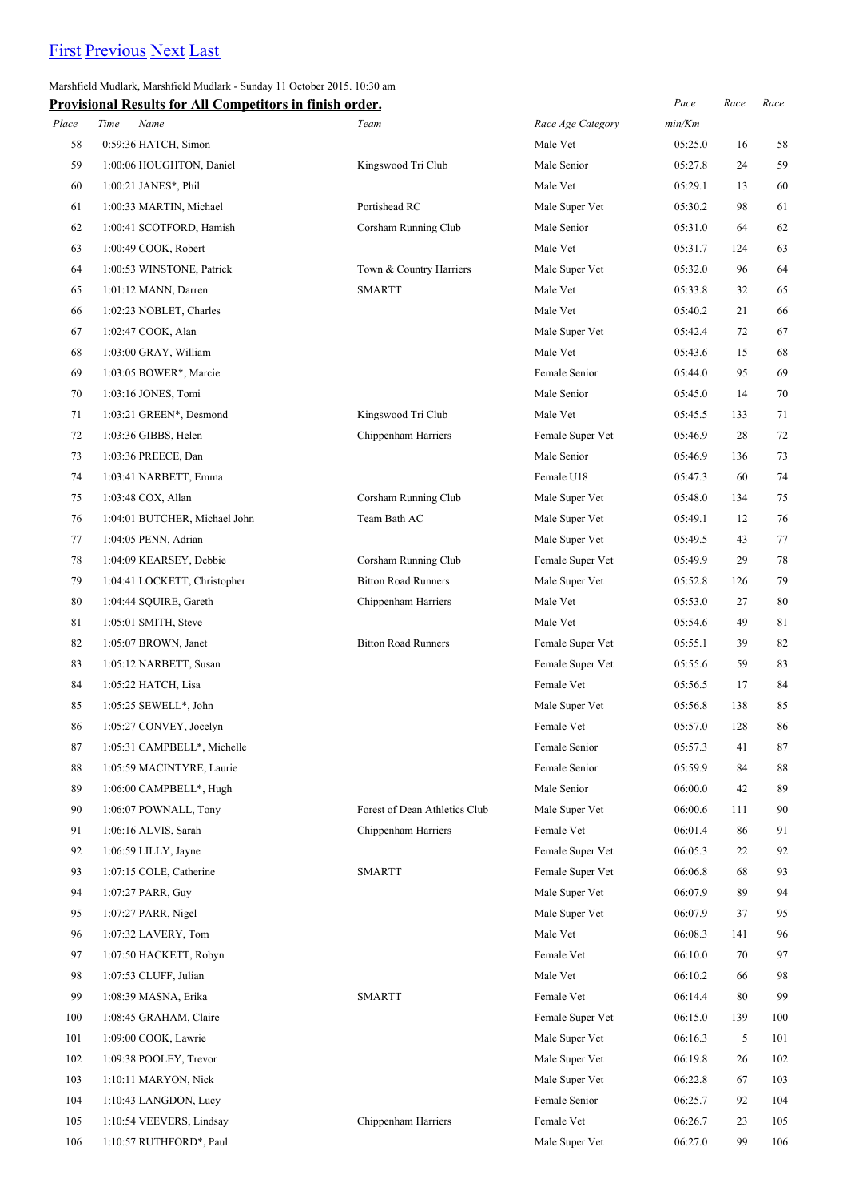[First](#) [Previous](#) [Next](#) [Last](#)

Marshfield Mudlark, Marshfield Mudlark - Sunday 11 October 2015. 10:30 am

**Provisional Results for All Competitors in finish order.**

| *Place* | *Time* | *Name* | *Team* | *Race Age Category* | *Pace min/Km* | *Race* | *Race* |
|---|---|---|---|---|---|---|---|
| 58 | 0:59:36 | HATCH, Simon | | Male Vet | 05:25.0 | 16 | 58 |
| 59 | 1:00:06 | HOUGHTON, Daniel | Kingswood Tri Club | Male Senior | 05:27.8 | 24 | 59 |
| 60 | 1:00:21 | JANES*, Phil | | Male Vet | 05:29.1 | 13 | 60 |
| 61 | 1:00:33 | MARTIN, Michael | Portishead RC | Male Super Vet | 05:30.2 | 98 | 61 |
| 62 | 1:00:41 | SCOTFORD, Hamish | Corsham Running Club | Male Senior | 05:31.0 | 64 | 62 |
| 63 | 1:00:49 | COOK, Robert | | Male Vet | 05:31.7 | 124 | 63 |
| 64 | 1:00:53 | WINSTONE, Patrick | Town & Country Harriers | Male Super Vet | 05:32.0 | 96 | 64 |
| 65 | 1:01:12 | MANN, Darren | SMARTT | Male Vet | 05:33.8 | 32 | 65 |
| 66 | 1:02:23 | NOBLET, Charles | | Male Vet | 05:40.2 | 21 | 66 |
| 67 | 1:02:47 | COOK, Alan | | Male Super Vet | 05:42.4 | 72 | 67 |
| 68 | 1:03:00 | GRAY, William | | Male Vet | 05:43.6 | 15 | 68 |
| 69 | 1:03:05 | BOWER*, Marcie | | Female Senior | 05:44.0 | 95 | 69 |
| 70 | 1:03:16 | JONES, Tomi | | Male Senior | 05:45.0 | 14 | 70 |
| 71 | 1:03:21 | GREEN*, Desmond | Kingswood Tri Club | Male Vet | 05:45.5 | 133 | 71 |
| 72 | 1:03:36 | GIBBS, Helen | Chippenham Harriers | Female Super Vet | 05:46.9 | 28 | 72 |
| 73 | 1:03:36 | PREECE, Dan | | Male Senior | 05:46.9 | 136 | 73 |
| 74 | 1:03:41 | NARBETT, Emma | | Female U18 | 05:47.3 | 60 | 74 |
| 75 | 1:03:48 | COX, Allan | Corsham Running Club | Male Super Vet | 05:48.0 | 134 | 75 |
| 76 | 1:04:01 | BUTCHER, Michael John | Team Bath AC | Male Super Vet | 05:49.1 | 12 | 76 |
| 77 | 1:04:05 | PENN, Adrian | | Male Super Vet | 05:49.5 | 43 | 77 |
| 78 | 1:04:09 | KEARSEY, Debbie | Corsham Running Club | Female Super Vet | 05:49.9 | 29 | 78 |
| 79 | 1:04:41 | LOCKETT, Christopher | Bitton Road Runners | Male Super Vet | 05:52.8 | 126 | 79 |
| 80 | 1:04:44 | SQUIRE, Gareth | Chippenham Harriers | Male Vet | 05:53.0 | 27 | 80 |
| 81 | 1:05:01 | SMITH, Steve | | Male Vet | 05:54.6 | 49 | 81 |
| 82 | 1:05:07 | BROWN, Janet | Bitton Road Runners | Female Super Vet | 05:55.1 | 39 | 82 |
| 83 | 1:05:12 | NARBETT, Susan | | Female Super Vet | 05:55.6 | 59 | 83 |
| 84 | 1:05:22 | HATCH, Lisa | | Female Vet | 05:56.5 | 17 | 84 |
| 85 | 1:05:25 | SEWELL*, John | | Male Super Vet | 05:56.8 | 138 | 85 |
| 86 | 1:05:27 | CONVEY, Jocelyn | | Female Vet | 05:57.0 | 128 | 86 |
| 87 | 1:05:31 | CAMPBELL*, Michelle | | Female Senior | 05:57.3 | 41 | 87 |
| 88 | 1:05:59 | MACINTYRE, Laurie | | Female Senior | 05:59.9 | 84 | 88 |
| 89 | 1:06:00 | CAMPBELL*, Hugh | | Male Senior | 06:00.0 | 42 | 89 |
| 90 | 1:06:07 | POWNALL, Tony | Forest of Dean Athletics Club | Male Super Vet | 06:00.6 | 111 | 90 |
| 91 | 1:06:16 | ALVIS, Sarah | Chippenham Harriers | Female Vet | 06:01.4 | 86 | 91 |
| 92 | 1:06:59 | LILLY, Jayne | | Female Super Vet | 06:05.3 | 22 | 92 |
| 93 | 1:07:15 | COLE, Catherine | SMARTT | Female Super Vet | 06:06.8 | 68 | 93 |
| 94 | 1:07:27 | PARR, Guy | | Male Super Vet | 06:07.9 | 89 | 94 |
| 95 | 1:07:27 | PARR, Nigel | | Male Super Vet | 06:07.9 | 37 | 95 |
| 96 | 1:07:32 | LAVERY, Tom | | Male Vet | 06:08.3 | 141 | 96 |
| 97 | 1:07:50 | HACKETT, Robyn | | Female Vet | 06:10.0 | 70 | 97 |
| 98 | 1:07:53 | CLUFF, Julian | | Male Vet | 06:10.2 | 66 | 98 |
| 99 | 1:08:39 | MASNA, Erika | SMARTT | Female Vet | 06:14.4 | 80 | 99 |
| 100 | 1:08:45 | GRAHAM, Claire | | Female Super Vet | 06:15.0 | 139 | 100 |
| 101 | 1:09:00 | COOK, Lawrie | | Male Super Vet | 06:16.3 | 5 | 101 |
| 102 | 1:09:38 | POOLEY, Trevor | | Male Super Vet | 06:19.8 | 26 | 102 |
| 103 | 1:10:11 | MARYON, Nick | | Male Super Vet | 06:22.8 | 67 | 103 |
| 104 | 1:10:43 | LANGDON, Lucy | | Female Senior | 06:25.7 | 92 | 104 |
| 105 | 1:10:54 | VEEVERS, Lindsay | Chippenham Harriers | Female Vet | 06:26.7 | 23 | 105 |
| 106 | 1:10:57 | RUTHFORD*, Paul | | Male Super Vet | 06:27.0 | 99 | 106 |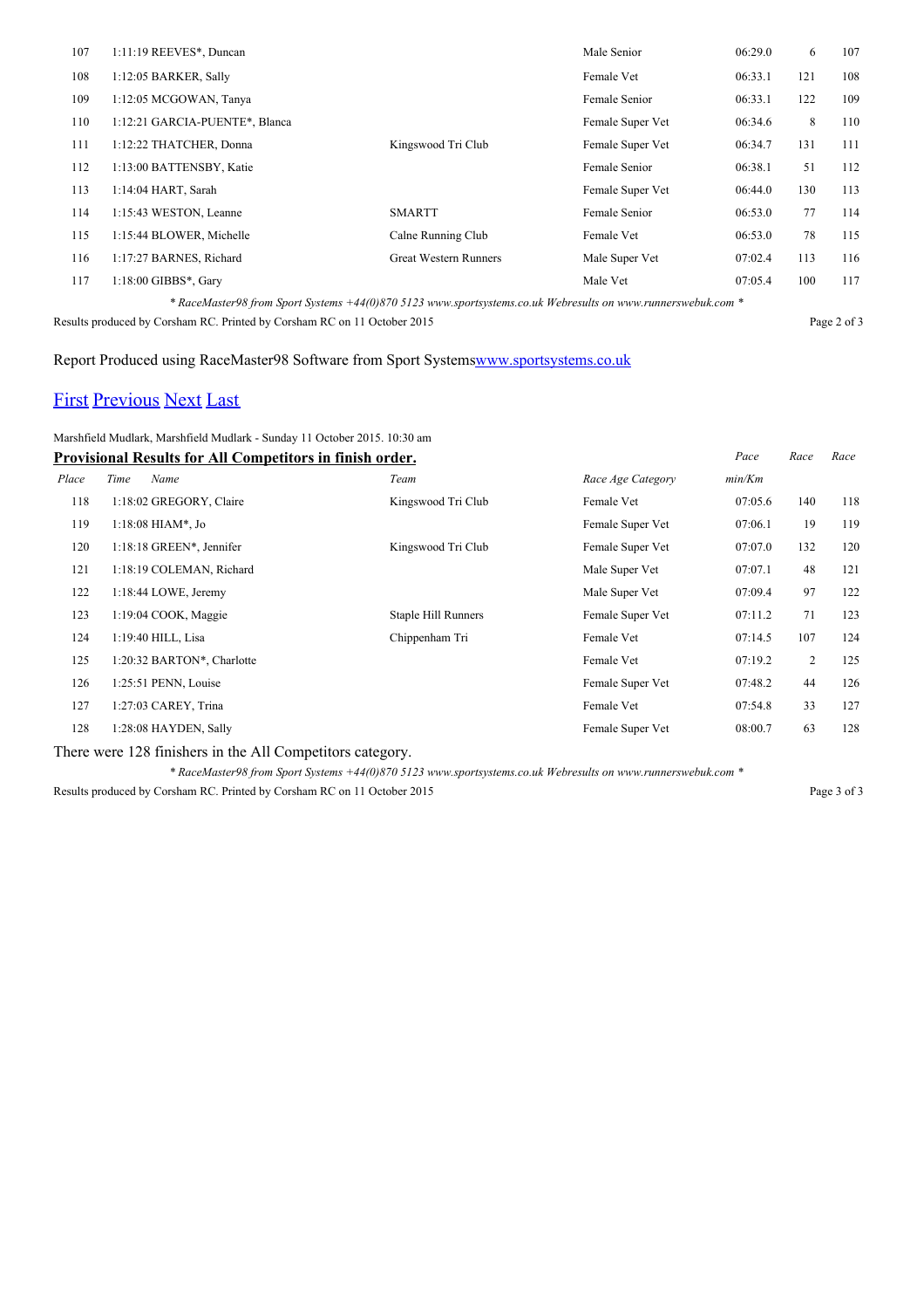| | | | | | | |
|---|---|---|---|---|---|---|
| 107 | 1:11:19 REEVES*, Duncan | | Male Senior | 06:29.0 | 6 | 107 |
| 108 | 1:12:05 BARKER, Sally | | Female Vet | 06:33.1 | 121 | 108 |
| 109 | 1:12:05 MCGOWAN, Tanya | | Female Senior | 06:33.1 | 122 | 109 |
| 110 | 1:12:21 GARCIA-PUENTE*, Blanca | | Female Super Vet | 06:34.6 | 8 | 110 |
| 111 | 1:12:22 THATCHER, Donna | Kingswood Tri Club | Female Super Vet | 06:34.7 | 131 | 111 |
| 112 | 1:13:00 BATTENSBY, Katie | | Female Senior | 06:38.1 | 51 | 112 |
| 113 | 1:14:04 HART, Sarah | | Female Super Vet | 06:44.0 | 130 | 113 |
| 114 | 1:15:43 WESTON, Leanne | SMARTT | Female Senior | 06:53.0 | 77 | 114 |
| 115 | 1:15:44 BLOWER, Michelle | Calne Running Club | Female Vet | 06:53.0 | 78 | 115 |
| 116 | 1:17:27 BARNES, Richard | Great Western Runners | Male Super Vet | 07:02.4 | 113 | 116 |
| 117 | 1:18:00 GIBBS*, Gary | | Male Vet | 07:05.4 | 100 | 117 |

*\* RaceMaster98 from Sport Systems +44(0)870 5123 www.sportsystems.co.uk Webresults on www.runnerswebuk.com \**

Results produced by Corsham RC. Printed by Corsham RC on 11 October 2015

Report Produced using RaceMaster98 Software from Sport Systems[www.sportsystems.co.uk](http://www.sportsystems.co.uk)

[First](#) [Previous](#) [Next](#) [Last](#)

Marshfield Mudlark, Marshfield Mudlark - Sunday 11 October 2015. 10:30 am

**Provisional Results for All Competitors in finish order.**

| *Place* | *Time Name* | *Team* | *Race Age Category* | *Pace min/Km* | *Race* | *Race* |
|---|---|---|---|---|---|---|
| 118 | 1:18:02 GREGORY, Claire | Kingswood Tri Club | Female Vet | 07:05.6 | 140 | 118 |
| 119 | 1:18:08 HIAM*, Jo | | Female Super Vet | 07:06.1 | 19 | 119 |
| 120 | 1:18:18 GREEN*, Jennifer | Kingswood Tri Club | Female Super Vet | 07:07.0 | 132 | 120 |
| 121 | 1:18:19 COLEMAN, Richard | | Male Super Vet | 07:07.1 | 48 | 121 |
| 122 | 1:18:44 LOWE, Jeremy | | Male Super Vet | 07:09.4 | 97 | 122 |
| 123 | 1:19:04 COOK, Maggie | Staple Hill Runners | Female Super Vet | 07:11.2 | 71 | 123 |
| 124 | 1:19:40 HILL, Lisa | Chippenham Tri | Female Vet | 07:14.5 | 107 | 124 |
| 125 | 1:20:32 BARTON*, Charlotte | | Female Vet | 07:19.2 | 2 | 125 |
| 126 | 1:25:51 PENN, Louise | | Female Super Vet | 07:48.2 | 44 | 126 |
| 127 | 1:27:03 CAREY, Trina | | Female Vet | 07:54.8 | 33 | 127 |
| 128 | 1:28:08 HAYDEN, Sally | | Female Super Vet | 08:00.7 | 63 | 128 |

There were 128 finishers in the All Competitors category.

*\* RaceMaster98 from Sport Systems +44(0)870 5123 www.sportsystems.co.uk Webresults on www.runnerswebuk.com \**

Results produced by Corsham RC. Printed by Corsham RC on 11 October 2015